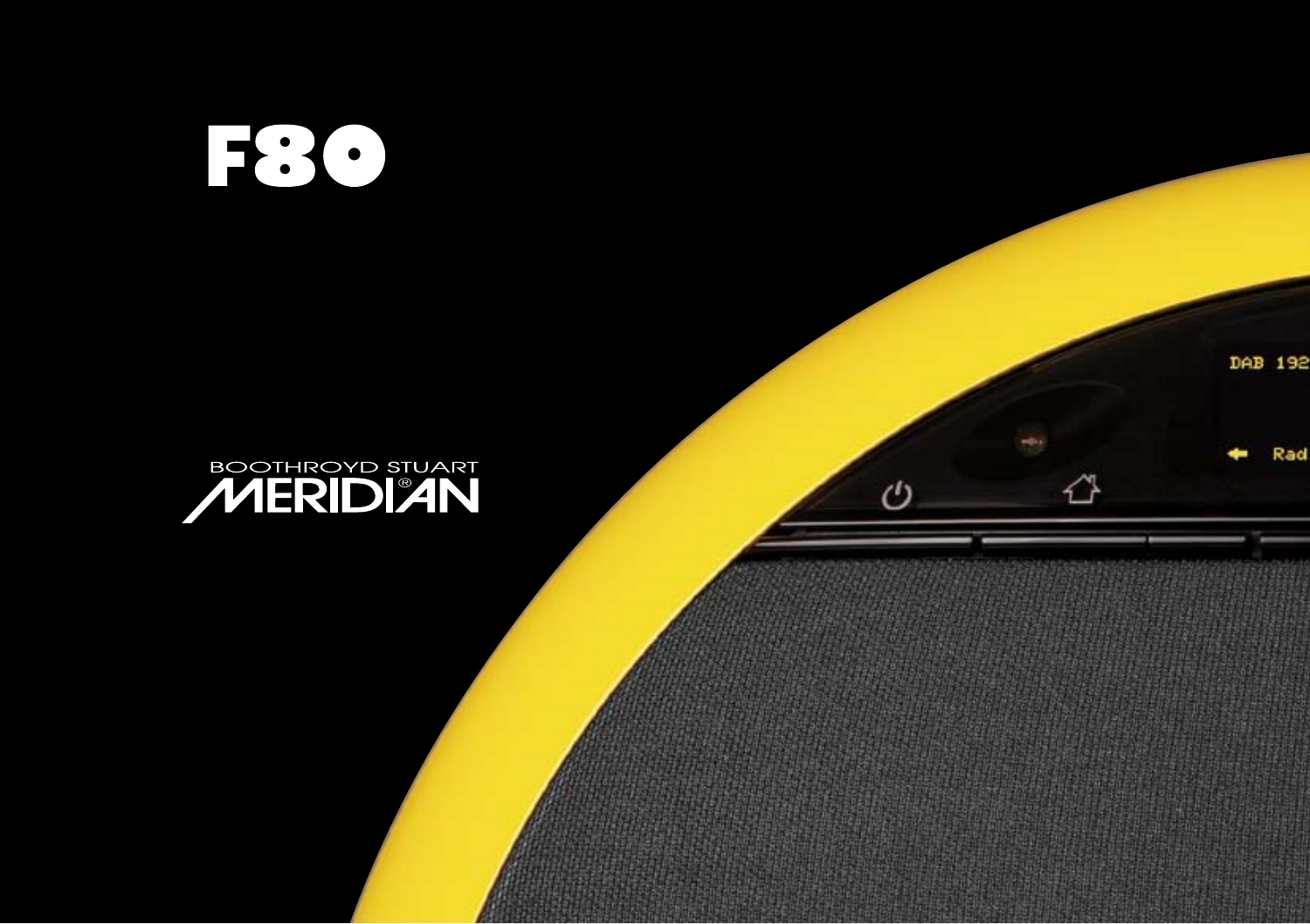# F80

BOOTHROYD STUART

MERIDIAN®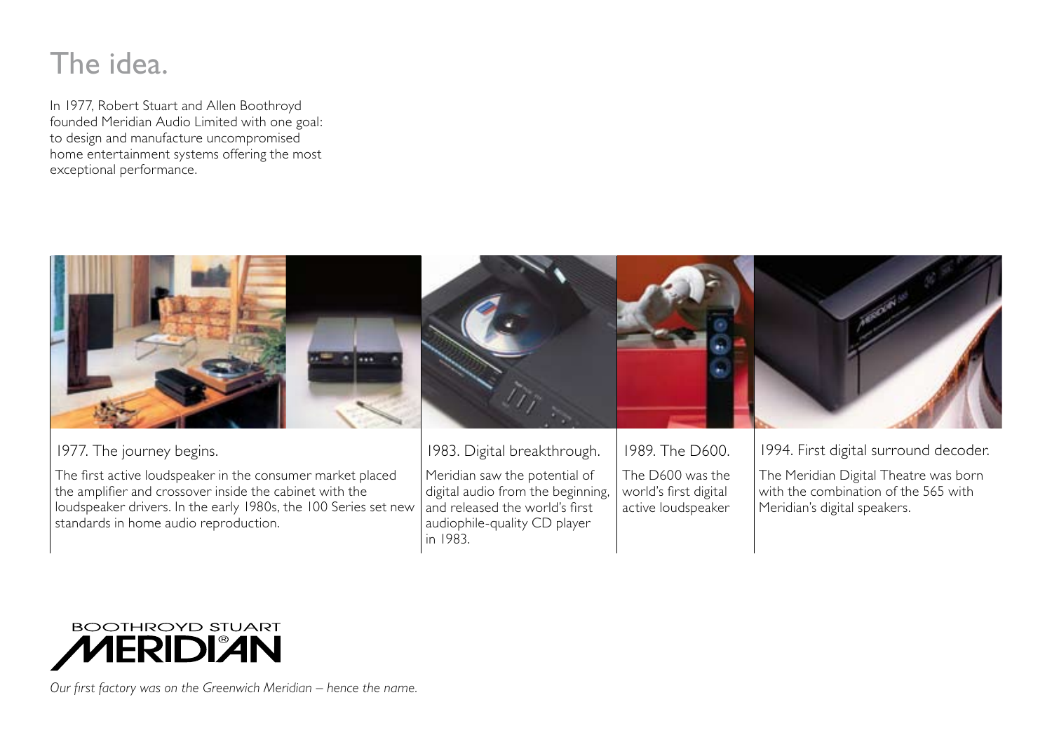# The idea.

In 1977, Robert Stuart and Allen Boothroyd founded Meridian Audio Limited with one goal: to design and manufacture uncompromised home entertainment systems offering the most exceptional performance.

### 1977. The journey begins.

The first active loudspeaker in the consumer market placed the amplifier and crossover inside the cabinet with the loudspeaker drivers. In the early 1980s, the 100 Series set new standards in home audio reproduction.

### 1983. Digital breakthrough.

Meridian saw the potential of digital audio from the beginning, and released the world's first audiophile-quality CD player in 1983.

### 1989. The D600.

The D600 was the world's first digital active loudspeaker

### 1994. First digital surround decoder.

The Meridian Digital Theatre was born with the combination of the 565 with Meridian's digital speakers.

BOOTHROYD STUART MERIDIAN®

*Our first factory was on the Greenwich Meridian – hence the name.*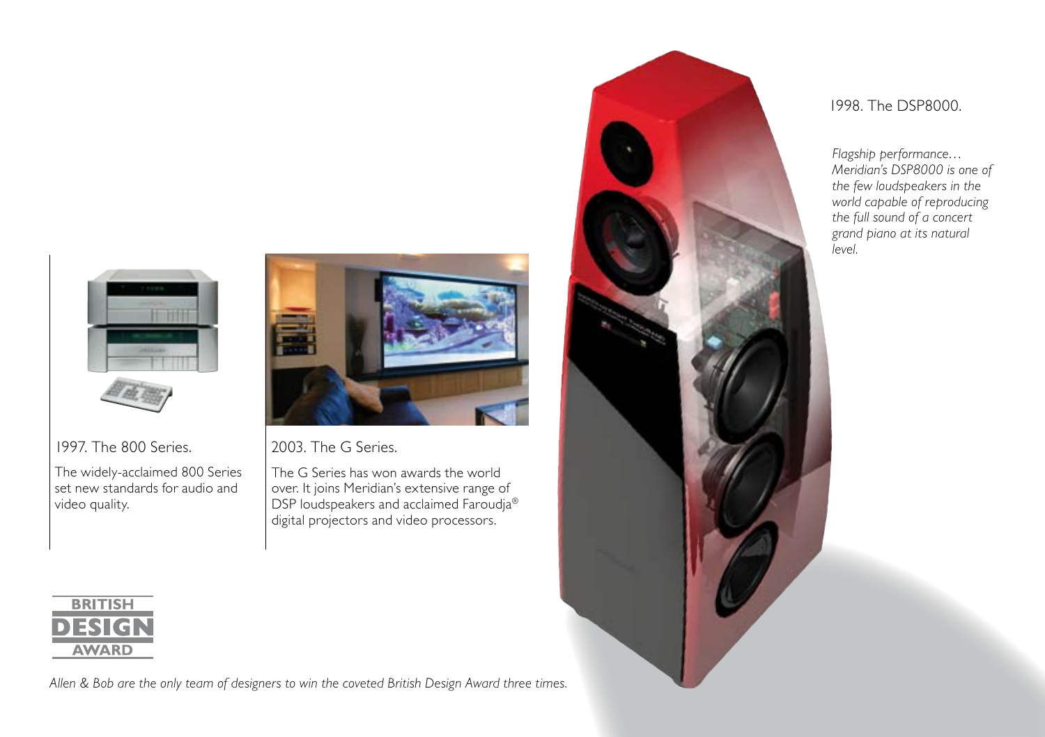1997. The 800 Series.

The widely-acclaimed 800 Series set new standards for audio and video quality.

2003. The G Series.

The G Series has won awards the world over. It joins Meridian's extensive range of DSP loudspeakers and acclaimed Faroudja® digital projectors and video processors.

1998. The DSP8000.

*Flagship performance… Meridian's DSP8000 is one of the few loudspeakers in the world capable of reproducing the full sound of a concert grand piano at its natural level.*

BRITISH DESIGN AWARD

*Allen & Bob are the only team of designers to win the coveted British Design Award three times.*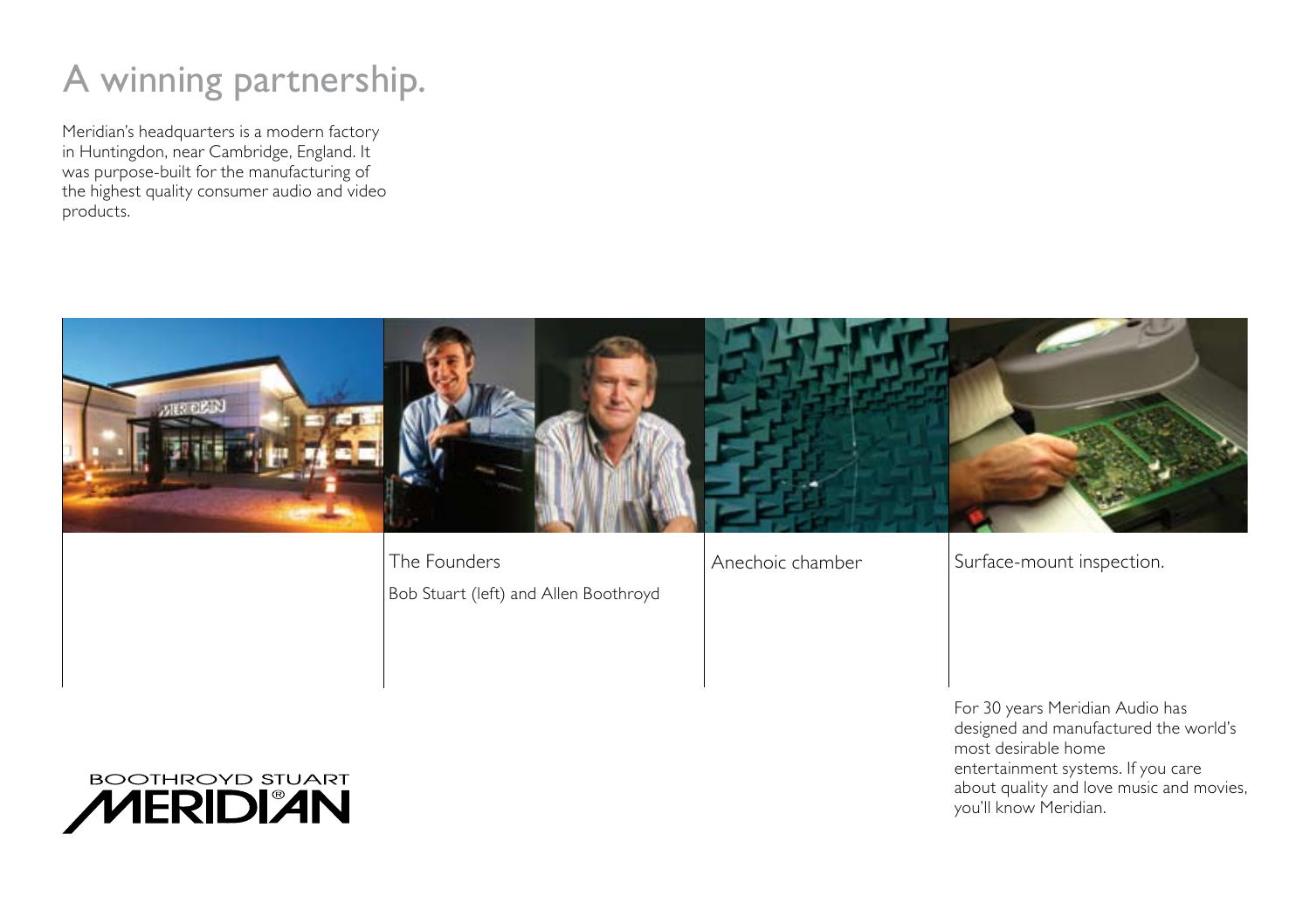# A winning partnership.

Meridian's headquarters is a modern factory in Huntingdon, near Cambridge, England. It was purpose-built for the manufacturing of the highest quality consumer audio and video products.

The Founders

Bob Stuart (left) and Allen Boothroyd

Anechoic chamber

Surface-mount inspection.

For 30 years Meridian Audio has designed and manufactured the world's most desirable home entertainment systems. If you care about quality and love music and movies, you'll know Meridian.

BOOTHROYD STUART MERIDIAN®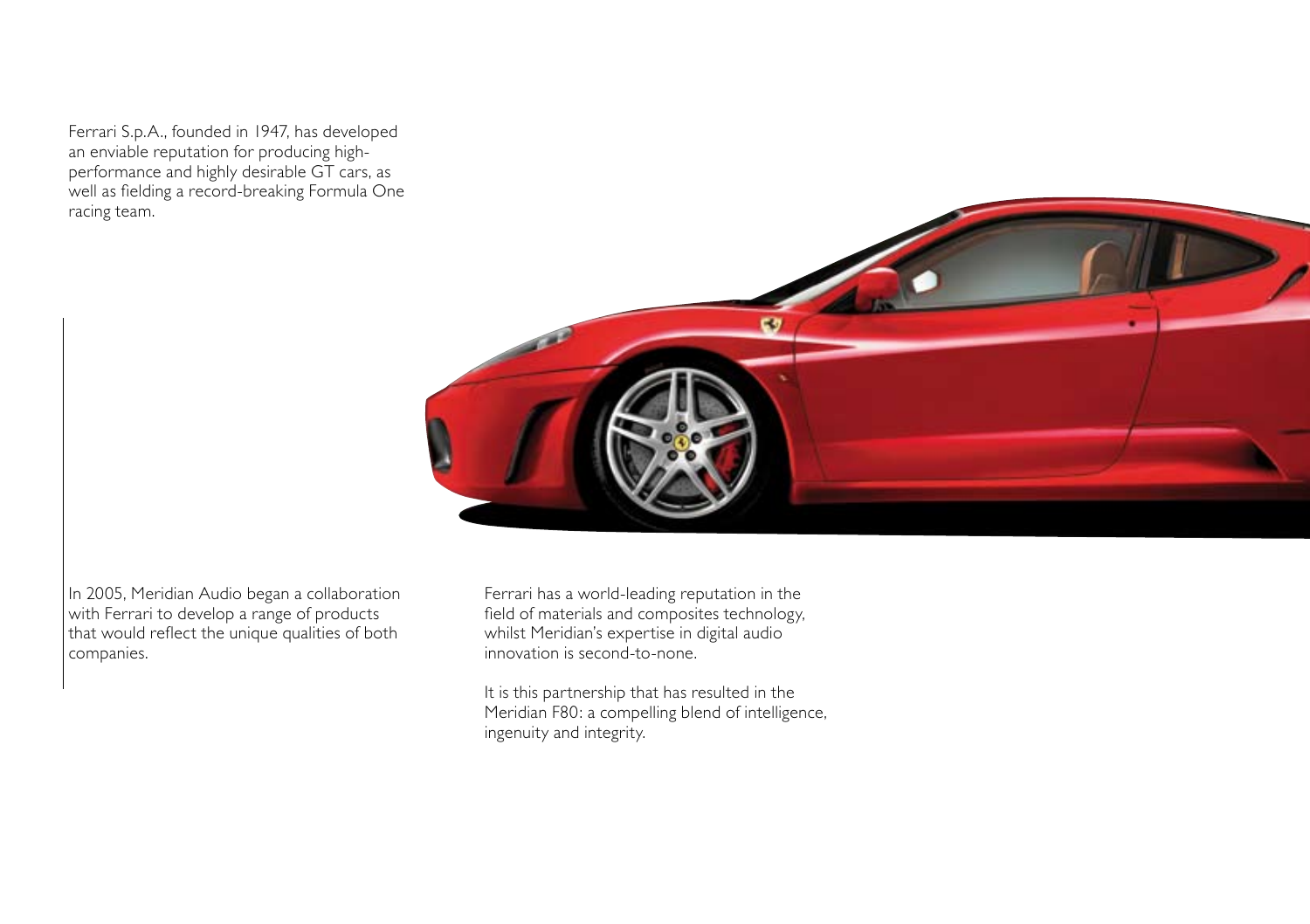Ferrari S.p.A., founded in 1947, has developed an enviable reputation for producing high-performance and highly desirable GT cars, as well as fielding a record-breaking Formula One racing team.

In 2005, Meridian Audio began a collaboration with Ferrari to develop a range of products that would reflect the unique qualities of both companies.

Ferrari has a world-leading reputation in the field of materials and composites technology, whilst Meridian's expertise in digital audio innovation is second-to-none.

It is this partnership that has resulted in the Meridian F80: a compelling blend of intelligence, ingenuity and integrity.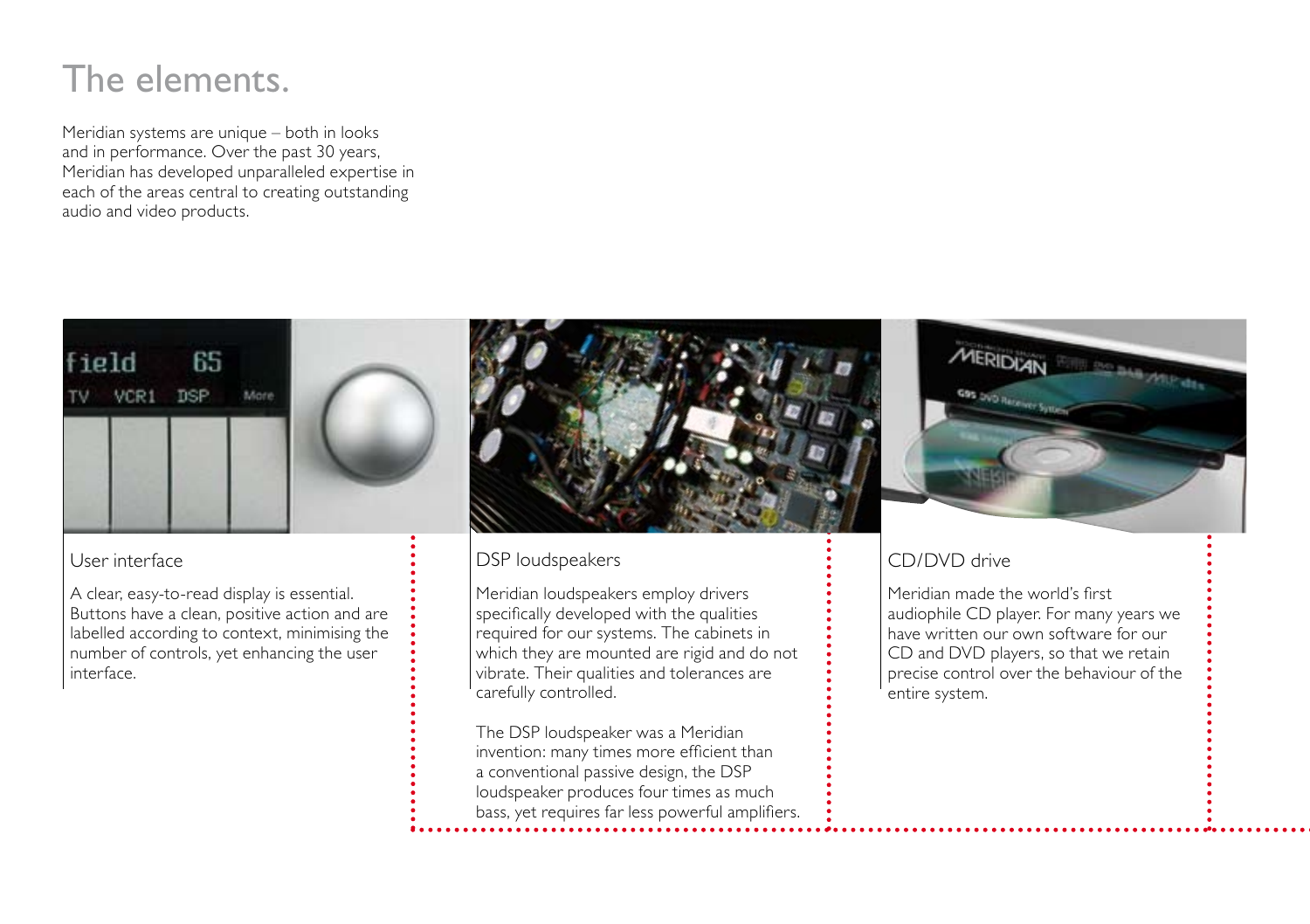# The elements.

Meridian systems are unique – both in looks and in performance. Over the past 30 years, Meridian has developed unparalleled expertise in each of the areas central to creating outstanding audio and video products.

## User interface

A clear, easy-to-read display is essential. Buttons have a clean, positive action and are labelled according to context, minimising the number of controls, yet enhancing the user interface.

## DSP loudspeakers

Meridian loudspeakers employ drivers specifically developed with the qualities required for our systems. The cabinets in which they are mounted are rigid and do not vibrate. Their qualities and tolerances are carefully controlled.

The DSP loudspeaker was a Meridian invention: many times more efficient than a conventional passive design, the DSP loudspeaker produces four times as much bass, yet requires far less powerful amplifiers.

## CD/DVD drive

Meridian made the world's first audiophile CD player. For many years we have written our own software for our CD and DVD players, so that we retain precise control over the behaviour of the entire system.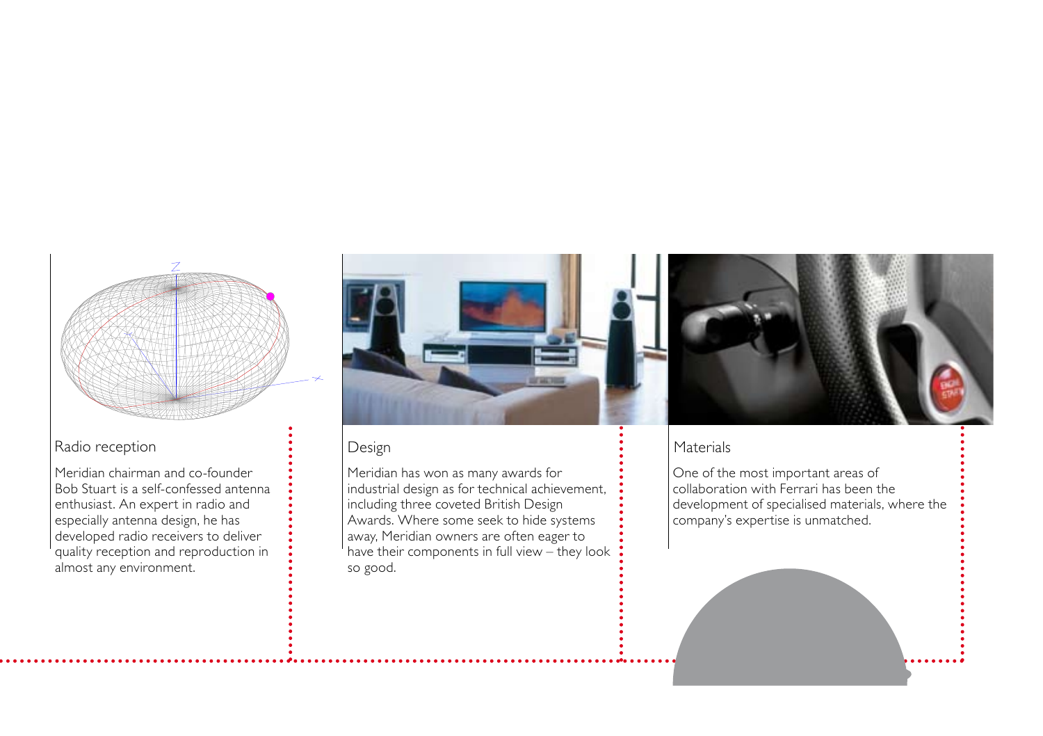## Radio reception

Meridian chairman and co-founder Bob Stuart is a self-confessed antenna enthusiast. An expert in radio and especially antenna design, he has developed radio receivers to deliver quality reception and reproduction in almost any environment.

## Design

Meridian has won as many awards for industrial design as for technical achievement, including three coveted British Design Awards. Where some seek to hide systems away, Meridian owners are often eager to have their components in full view – they look so good.

## Materials

One of the most important areas of collaboration with Ferrari has been the development of specialised materials, where the company's expertise is unmatched.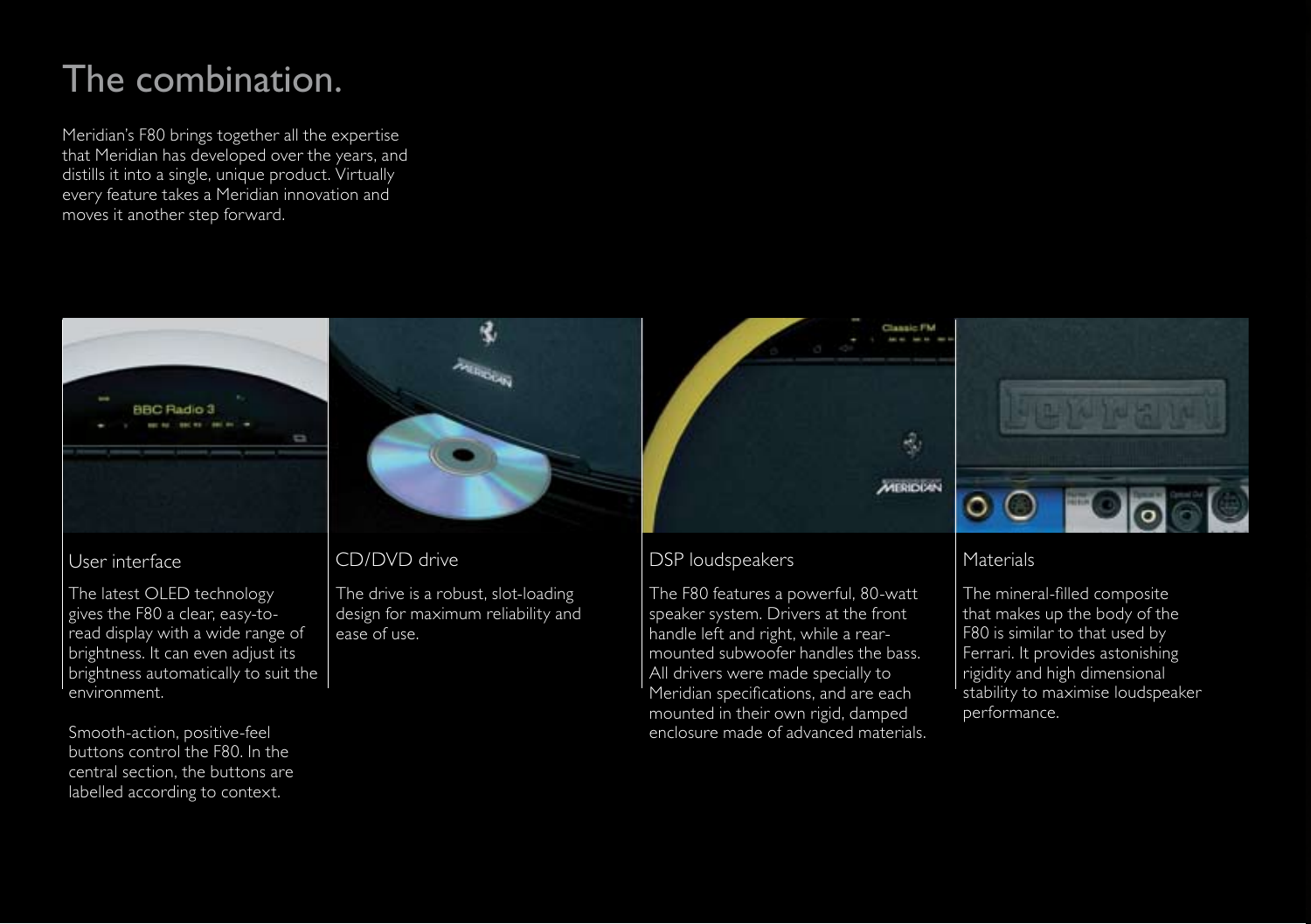# The combination.

Meridian's F80 brings together all the expertise that Meridian has developed over the years, and distills it into a single, unique product. Virtually every feature takes a Meridian innovation and moves it another step forward.

## User interface

The latest OLED technology gives the F80 a clear, easy-to-read display with a wide range of brightness. It can even adjust its brightness automatically to suit the environment.

Smooth-action, positive-feel buttons control the F80. In the central section, the buttons are labelled according to context.

## CD/DVD drive

The drive is a robust, slot-loading design for maximum reliability and ease of use.

## DSP loudspeakers

The F80 features a powerful, 80-watt speaker system. Drivers at the front handle left and right, while a rear-mounted subwoofer handles the bass. All drivers were made specially to Meridian specifications, and are each mounted in their own rigid, damped enclosure made of advanced materials.

## Materials

The mineral-filled composite that makes up the body of the F80 is similar to that used by Ferrari. It provides astonishing rigidity and high dimensional stability to maximise loudspeaker performance.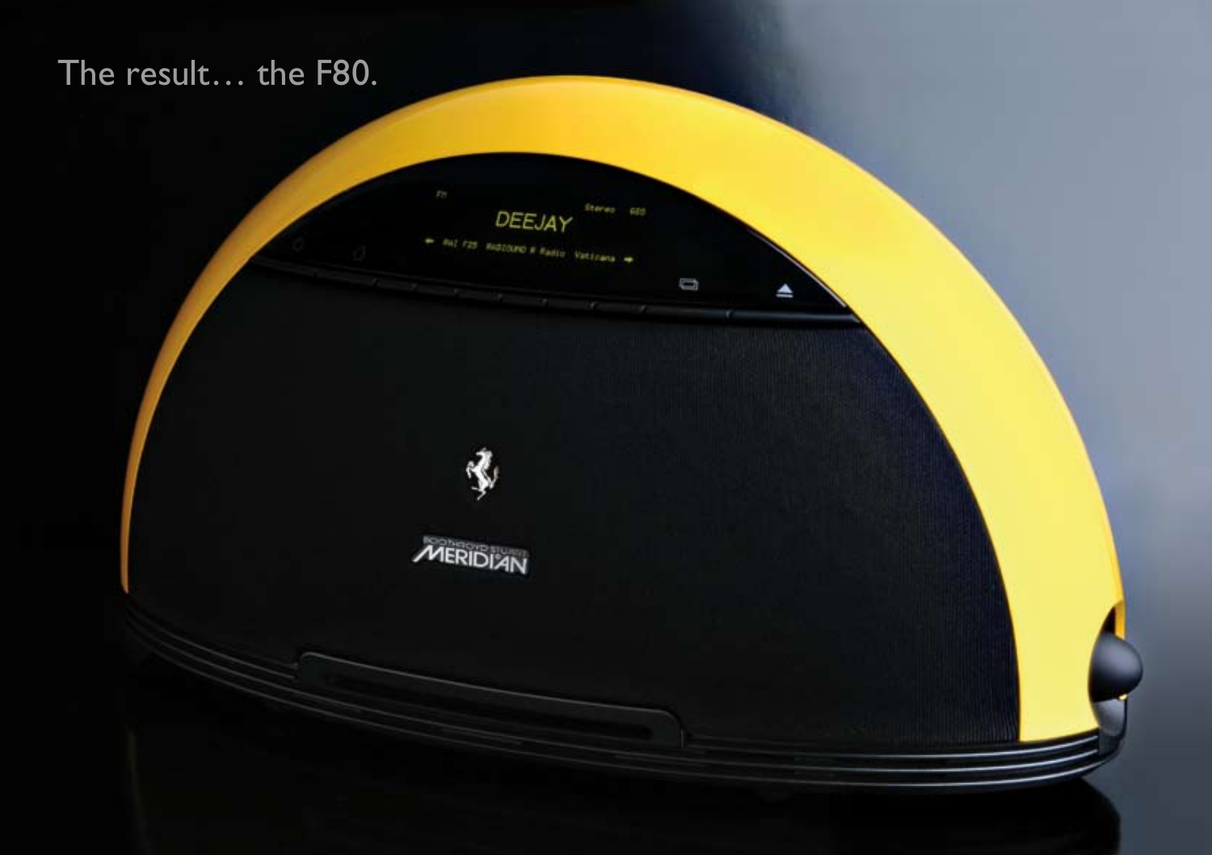The result… the F80.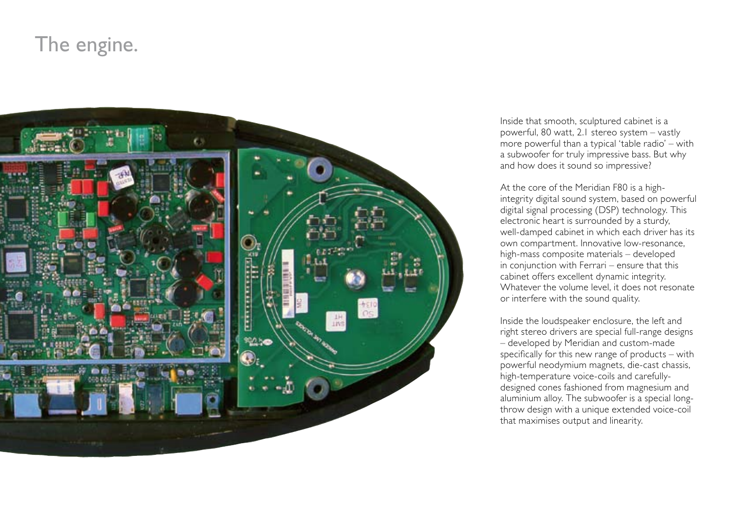# The engine.

Inside that smooth, sculptured cabinet is a powerful, 80 watt, 2.1 stereo system – vastly more powerful than a typical 'table radio' – with a subwoofer for truly impressive bass. But why and how does it sound so impressive?

At the core of the Meridian F80 is a high-integrity digital sound system, based on powerful digital signal processing (DSP) technology. This electronic heart is surrounded by a sturdy, well-damped cabinet in which each driver has its own compartment. Innovative low-resonance, high-mass composite materials – developed in conjunction with Ferrari – ensure that this cabinet offers excellent dynamic integrity. Whatever the volume level, it does not resonate or interfere with the sound quality.

Inside the loudspeaker enclosure, the left and right stereo drivers are special full-range designs – developed by Meridian and custom-made specifically for this new range of products – with powerful neodymium magnets, die-cast chassis, high-temperature voice-coils and carefully-designed cones fashioned from magnesium and aluminium alloy. The subwoofer is a special long-throw design with a unique extended voice-coil that maximises output and linearity.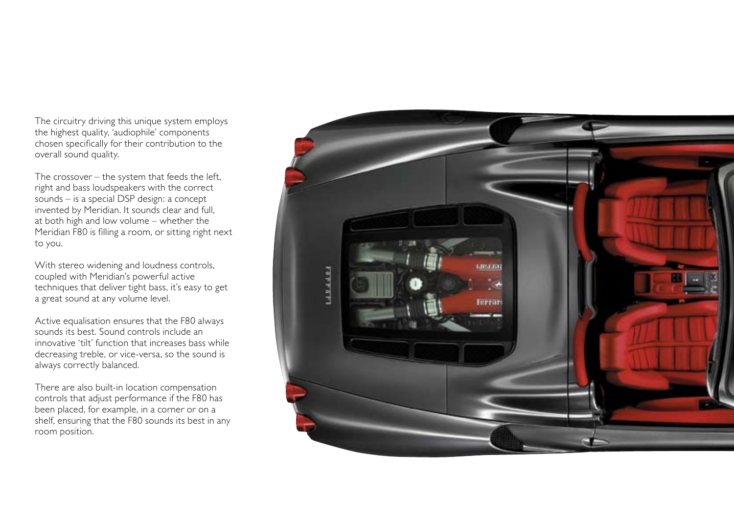The circuitry driving this unique system employs the highest quality, 'audiophile' components chosen specifically for their contribution to the overall sound quality.

The crossover – the system that feeds the left, right and bass loudspeakers with the correct sounds – is a special DSP design: a concept invented by Meridian. It sounds clear and full, at both high and low volume – whether the Meridian F80 is filling a room, or sitting right next to you.

With stereo widening and loudness controls, coupled with Meridian's powerful active techniques that deliver tight bass, it's easy to get a great sound at any volume level.

Active equalisation ensures that the F80 always sounds its best. Sound controls include an innovative 'tilt' function that increases bass while decreasing treble, or vice-versa, so the sound is always correctly balanced.

There are also built-in location compensation controls that adjust performance if the F80 has been placed, for example, in a corner or on a shelf, ensuring that the F80 sounds its best in any room position.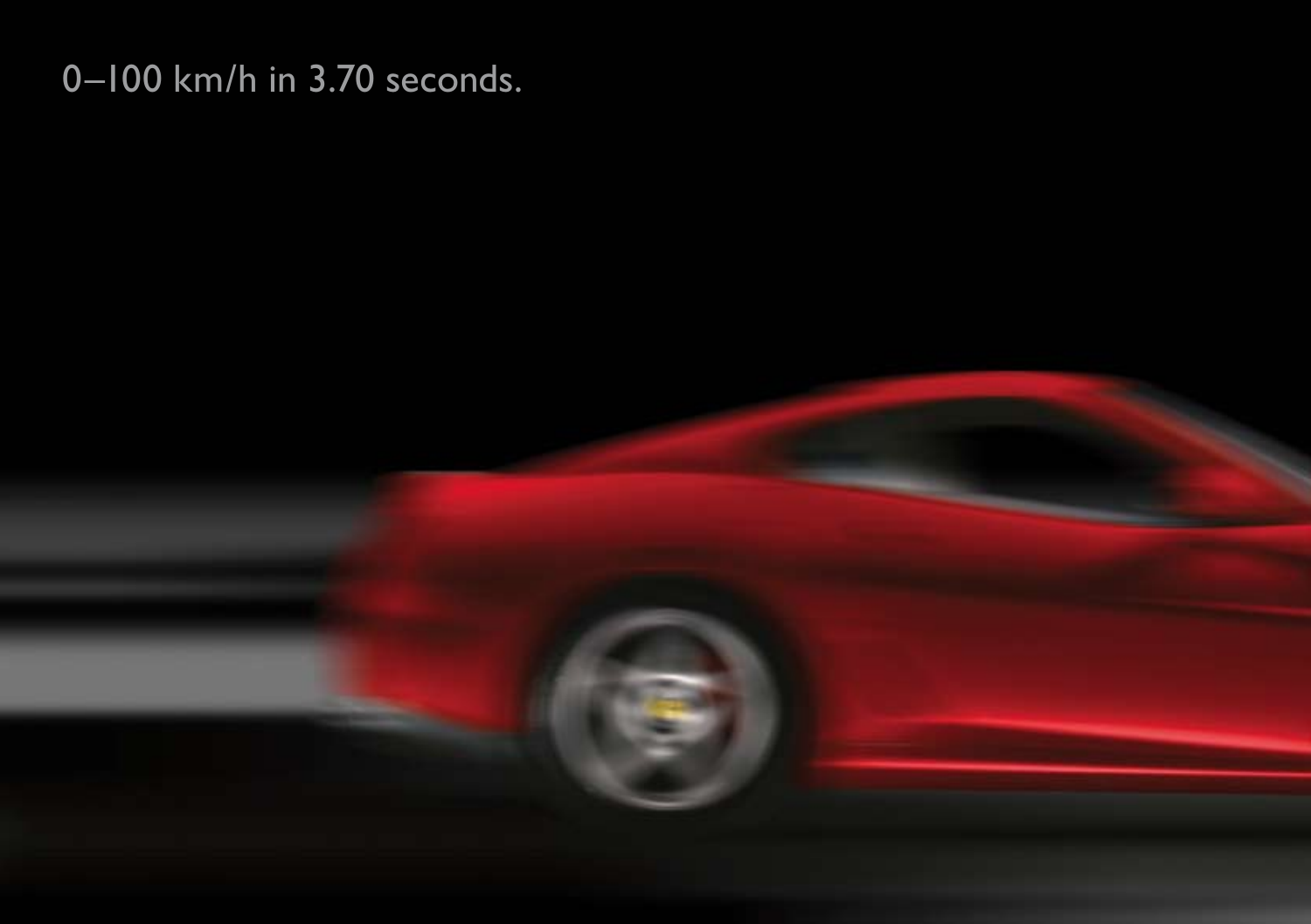0–100 km/h in 3.70 seconds.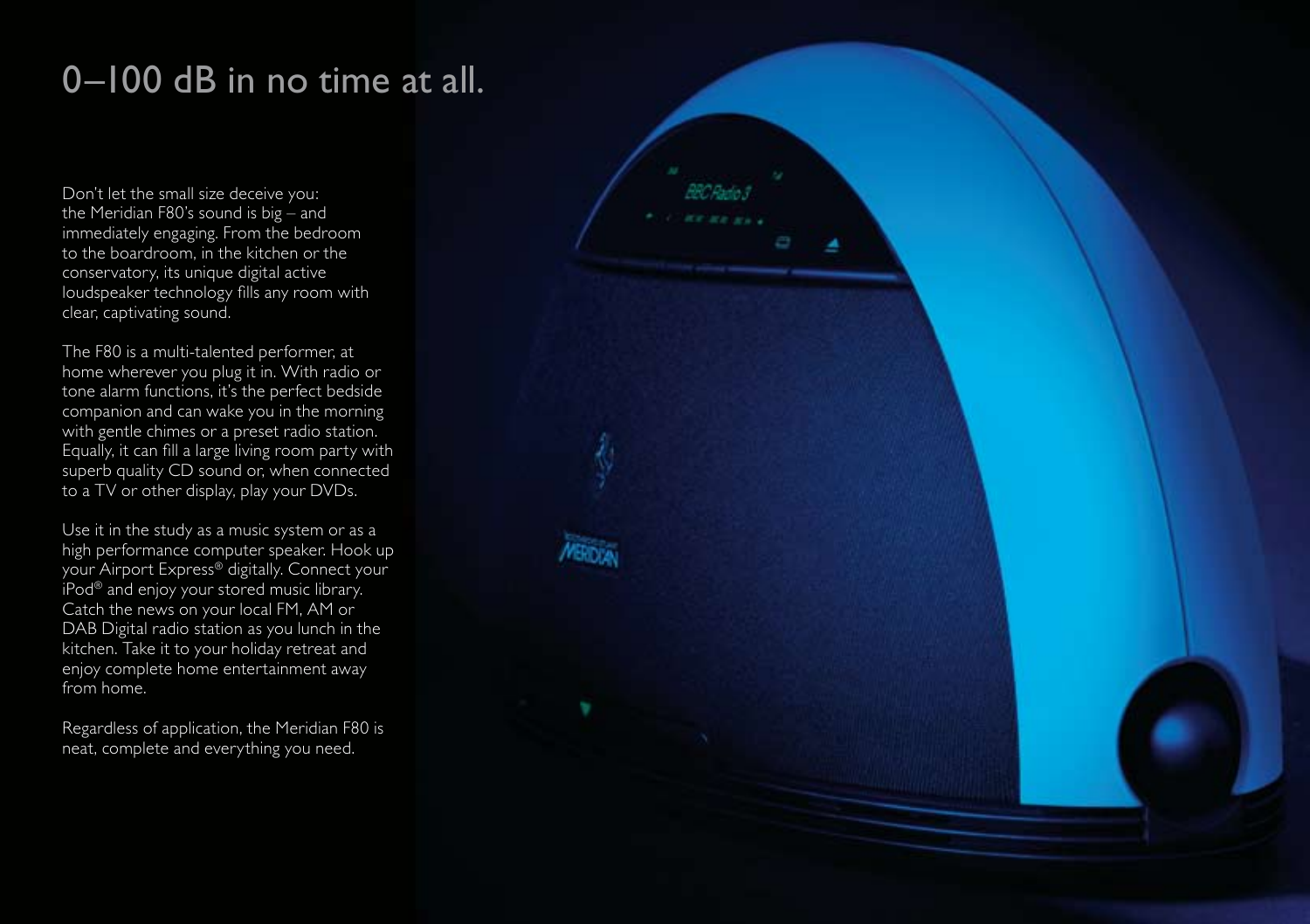# 0–100 dB in no time at all.

Don't let the small size deceive you: the Meridian F80's sound is big – and immediately engaging. From the bedroom to the boardroom, in the kitchen or the conservatory, its unique digital active loudspeaker technology fills any room with clear, captivating sound.

The F80 is a multi-talented performer, at home wherever you plug it in. With radio or tone alarm functions, it's the perfect bedside companion and can wake you in the morning with gentle chimes or a preset radio station. Equally, it can fill a large living room party with superb quality CD sound or, when connected to a TV or other display, play your DVDs.

Use it in the study as a music system or as a high performance computer speaker. Hook up your Airport Express® digitally. Connect your iPod® and enjoy your stored music library. Catch the news on your local FM, AM or DAB Digital radio station as you lunch in the kitchen. Take it to your holiday retreat and enjoy complete home entertainment away from home.

Regardless of application, the Meridian F80 is neat, complete and everything you need.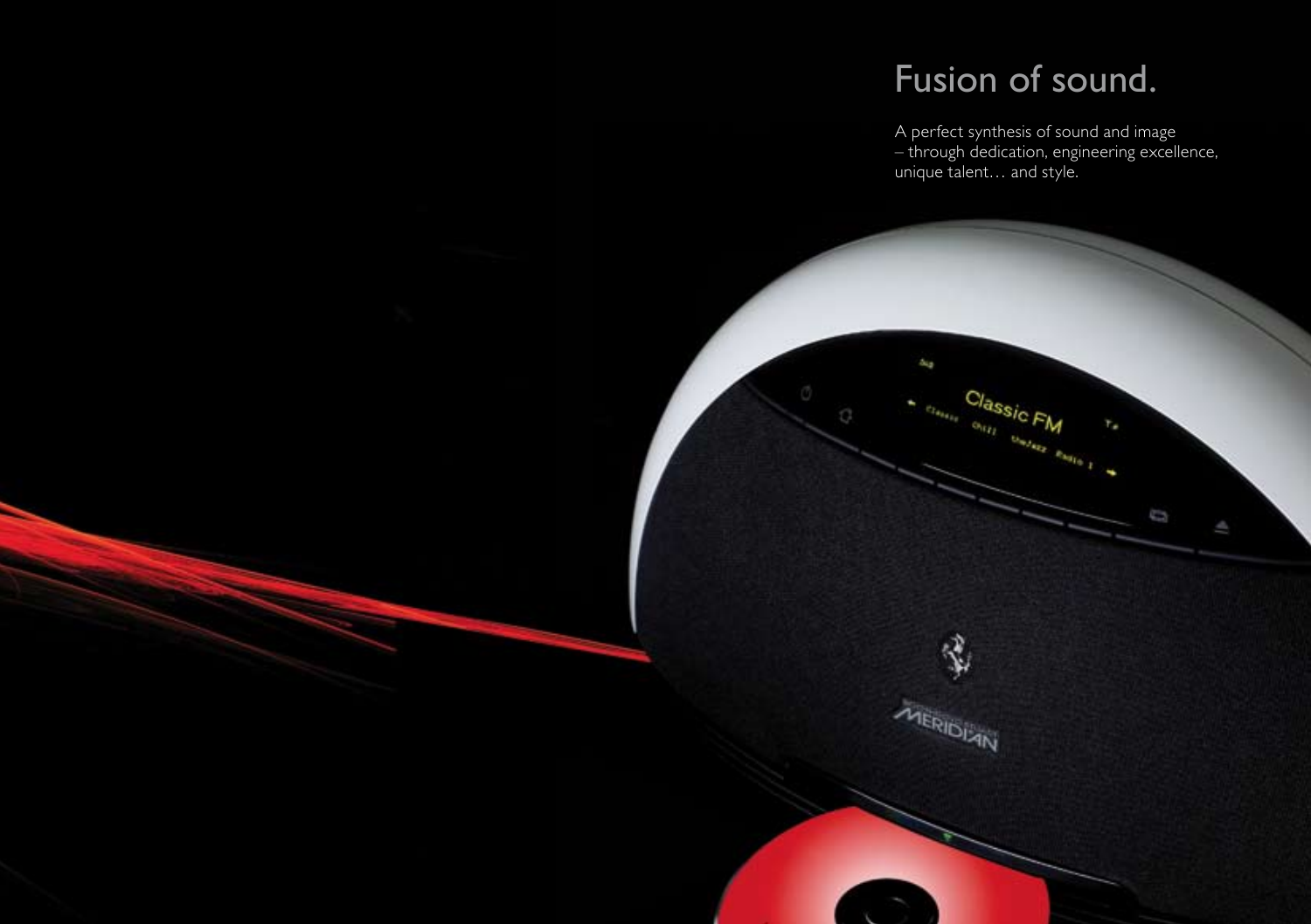# Fusion of sound.

A perfect synthesis of sound and image – through dedication, engineering excellence, unique talent… and style.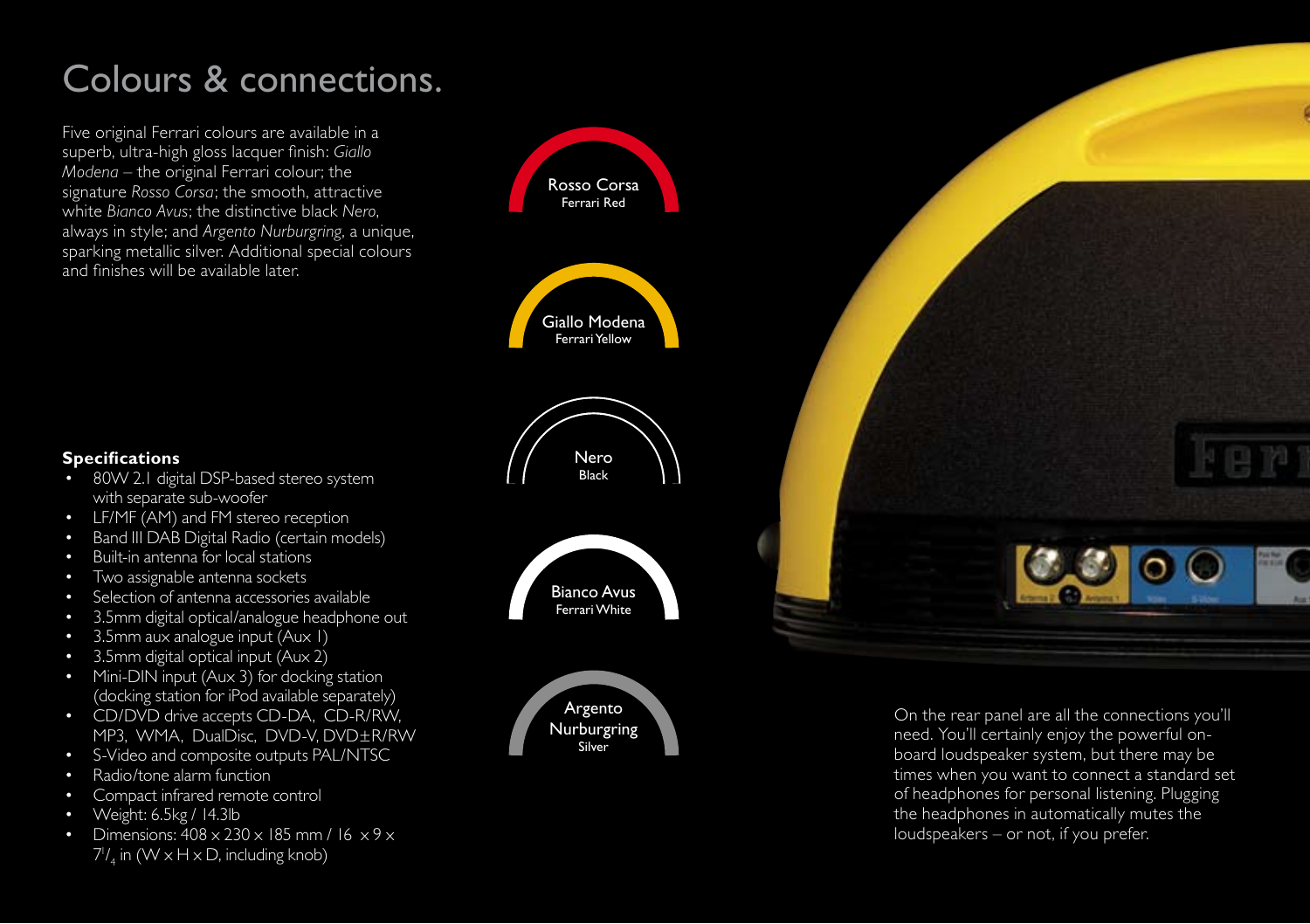# Colours & connections.

Five original Ferrari colours are available in a superb, ultra-high gloss lacquer finish: *Giallo Modena* – the original Ferrari colour; the signature *Rosso Corsa*; the smooth, attractive white *Bianco Avus*; the distinctive black *Nero*, always in style; and *Argento Nurburgring*, a unique, sparking metallic silver. Additional special colours and finishes will be available later.

Rosso Corsa
Ferrari Red

Giallo Modena
Ferrari Yellow

Nero
Black

Bianco Avus
Ferrari White

Argento Nurburgring
Silver

**Specifications**

- 80W 2.1 digital DSP-based stereo system with separate sub-woofer
- LF/MF (AM) and FM stereo reception
- Band III DAB Digital Radio (certain models)
- Built-in antenna for local stations
- Two assignable antenna sockets
- Selection of antenna accessories available
- 3.5mm digital optical/analogue headphone out
- 3.5mm aux analogue input (Aux 1)
- 3.5mm digital optical input (Aux 2)
- Mini-DIN input (Aux 3) for docking station (docking station for iPod available separately)
- CD/DVD drive accepts CD-DA, CD-R/RW, MP3, WMA, DualDisc, DVD-V, DVD±R/RW
- S-Video and composite outputs PAL/NTSC
- Radio/tone alarm function
- Compact infrared remote control
- Weight: 6.5kg / 14.3lb
- Dimensions: 408 x 230 x 185 mm / 16 x 9 x $7^1/_4$ in (W x H x D, including knob)

On the rear panel are all the connections you'll need. You'll certainly enjoy the powerful on-board loudspeaker system, but there may be times when you want to connect a standard set of headphones for personal listening. Plugging the headphones in automatically mutes the loudspeakers – or not, if you prefer.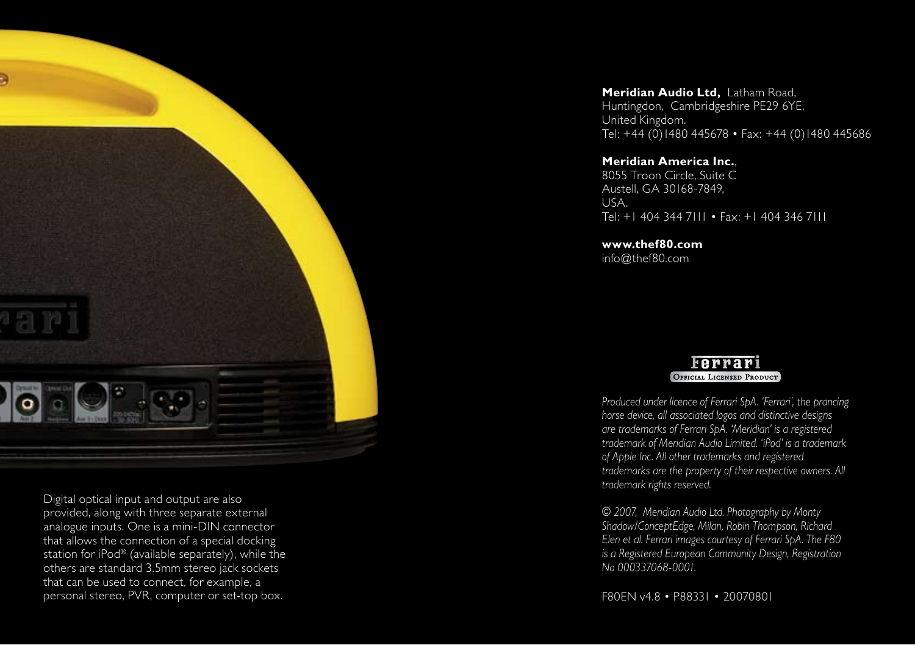Digital optical input and output are also provided, along with three separate external analogue inputs. One is a mini-DIN connector that allows the connection of a special docking station for iPod® (available separately), while the others are standard 3.5mm stereo jack sockets that can be used to connect, for example, a personal stereo, PVR, computer or set-top box.

**Meridian Audio Ltd,** Latham Road,
Huntingdon, Cambridgeshire PE29 6YE,
United Kingdom.
Tel: +44 (0)1480 445678 • Fax: +44 (0)1480 445686

**Meridian America Inc.**,
8055 Troon Circle, Suite C
Austell, GA 30168-7849,
USA.
Tel: +1 404 344 7111 • Fax: +1 404 346 7111

**www.thef80.com**
info@thef80.com

Ferrari
Official Licensed Product

*Produced under licence of Ferrari SpA. 'Ferrari', the prancing horse device, all associated logos and distinctive designs are trademarks of Ferrari SpA. 'Meridian' is a registered trademark of Meridian Audio Limited. 'iPod' is a trademark of Apple Inc. All other trademarks and registered trademarks are the property of their respective owners. All trademark rights reserved.*

*© 2007, Meridian Audio Ltd. Photography by Monty Shadow/ConceptEdge, Milan, Robin Thompson, Richard Elen et al. Ferrari images courtesy of Ferrari SpA. The F80 is a Registered European Community Design, Registration No 000337068-0001.*

F80EN v4.8 • P88331 • 20070801